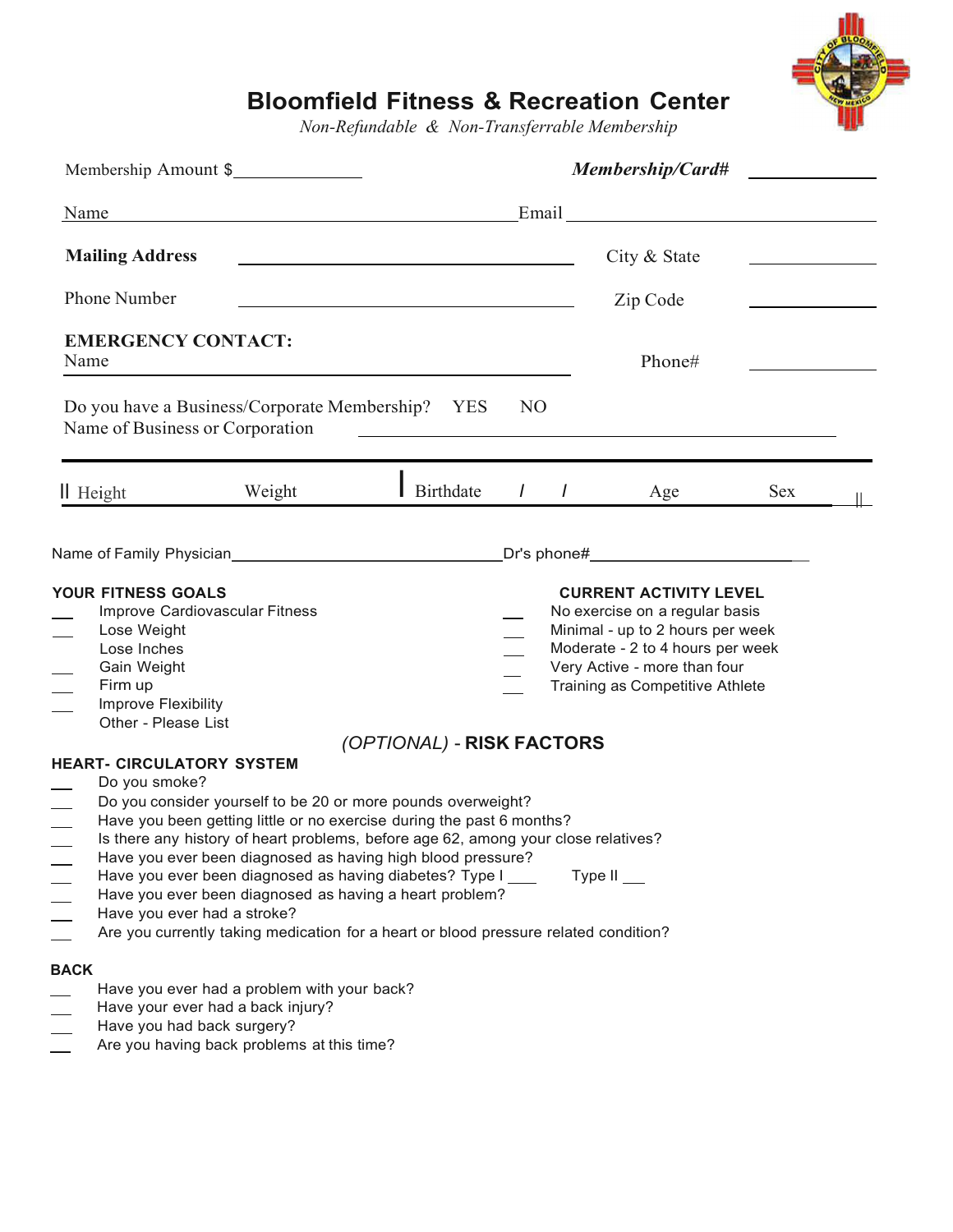# Bloomfield Fitness & Recreation Center

*Non-Refundable & Non-Transferrable Membership*

Membership Amount $______________ ***Membership/Card#*** ______________

Name ______________________________________________ Email ______________________________

**Mailing Address** ______________________________________ City & State ______________

Phone Number ______________________________________ Zip Code ______________

**EMERGENCY CONTACT:**
Name ______________________________________________ Phone# ______________

Do you have a Business/Corporate Membership? YES NO
Name of Business or Corporation ______________________________________________

| Height | Weight | Birthdate / / | Age | Sex |
|---|---|---|---|---|
| | | | | |

Name of Family Physician ______________________________ Dr's phone# ______________________

**YOUR FITNESS GOALS**

- ___ Improve Cardiovascular Fitness
- ___ Lose Weight
- ___ Lose Inches
- ___ Gain Weight
- ___ Firm up
- ___ Improve Flexibility
- ___ Other - Please List

**CURRENT ACTIVITY LEVEL**

- ___ No exercise on a regular basis
- ___ Minimal - up to 2 hours per week
- ___ Moderate - 2 to 4 hours per week
- ___ Very Active - more than four
- ___ Training as Competitive Athlete

## *(OPTIONAL)* - RISK FACTORS

**HEART- CIRCULATORY SYSTEM**

- ___ Do you smoke?
- ___ Do you consider yourself to be 20 or more pounds overweight?
- ___ Have you been getting little or no exercise during the past 6 months?
- ___ Is there any history of heart problems, before age 62, among your close relatives?
- ___ Have you ever been diagnosed as having high blood pressure?
- ___ Have you ever been diagnosed as having diabetes? Type I ___ Type II ___
- ___ Have you ever been diagnosed as having a heart problem?
- ___ Have you ever had a stroke?
- ___ Are you currently taking medication for a heart or blood pressure related condition?

**BACK**

- ___ Have you ever had a problem with your back?
- ___ Have your ever had a back injury?
- ___ Have you had back surgery?
- ___ Are you having back problems at this time?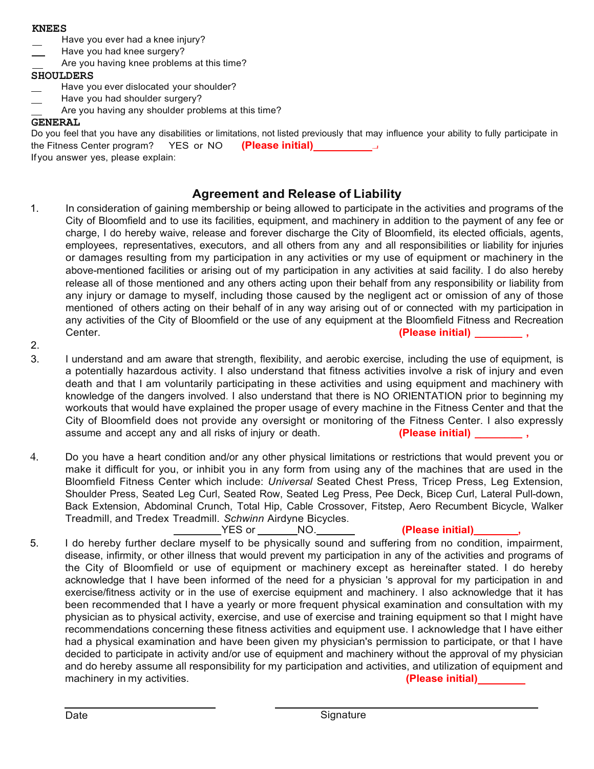**KNEES**

\_\_ Have you ever had a knee injury?

\_\_ Have you had knee surgery?

\_\_ Are you having knee problems at this time?

**SHOULDERS**

\_\_ Have you ever dislocated your shoulder?

\_\_ Have you had shoulder surgery?

\_\_ Are you having any shoulder problems at this time?

**GENERAL**

Do you feel that you have any disabilities or limitations, not listed previously that may influence your ability to fully participate in the Fitness Center program? YES or NO **(Please initial)**\_\_\_\_\_\_\_\_\_\_

If you answer yes, please explain:

## Agreement and Release of Liability

1. In consideration of gaining membership or being allowed to participate in the activities and programs of the City of Bloomfield and to use its facilities, equipment, and machinery in addition to the payment of any fee or charge, I do hereby waive, release and forever discharge the City of Bloomfield, its elected officials, agents, employees, representatives, executors, and all others from any and all responsibilities or liability for injuries or damages resulting from my participation in any activities or my use of equipment or machinery in the above-mentioned facilities or arising out of my participation in any activities at said facility. I do also hereby release all of those mentioned and any others acting upon their behalf from any responsibility or liability from any injury or damage to myself, including those caused by the negligent act or omission of any of those mentioned of others acting on their behalf of in any way arising out of or connected with my participation in any activities of the City of Bloomfield or the use of any equipment at the Bloomfield Fitness and Recreation Center. **(Please initial)** \_\_\_\_\_\_\_\_ **,**
2. 
3. I understand and am aware that strength, flexibility, and aerobic exercise, including the use of equipment, is a potentially hazardous activity. I also understand that fitness activities involve a risk of injury and even death and that I am voluntarily participating in these activities and using equipment and machinery with knowledge of the dangers involved. I also understand that there is NO ORIENTATION prior to beginning my workouts that would have explained the proper usage of every machine in the Fitness Center and that the City of Bloomfield does not provide any oversight or monitoring of the Fitness Center. I also expressly assume and accept any and all risks of injury or death. **(Please initial)** \_\_\_\_\_\_\_\_ **,**
4. Do you have a heart condition and/or any other physical limitations or restrictions that would prevent you or make it difficult for you, or inhibit you in any form from using any of the machines that are used in the Bloomfield Fitness Center which include: *Universal* Seated Chest Press, Tricep Press, Leg Extension, Shoulder Press, Seated Leg Curl, Seated Row, Seated Leg Press, Pee Deck, Bicep Curl, Lateral Pull-down, Back Extension, Abdominal Crunch, Total Hip, Cable Crossover, Fitstep, Aero Recumbent Bicycle, Walker Treadmill, and Tredex Treadmill. *Schwinn* Airdyne Bicycles.
   \_\_\_\_\_\_\_\_YES or \_\_\_\_\_\_\_NO.\_\_\_\_\_\_\_ **(Please initial)**\_\_\_\_\_\_\_\_**,**
5. I do hereby further declare myself to be physically sound and suffering from no condition, impairment, disease, infirmity, or other illness that would prevent my participation in any of the activities and programs of the City of Bloomfield or use of equipment or machinery except as hereinafter stated. I do hereby acknowledge that I have been informed of the need for a physician 's approval for my participation in and exercise/fitness activity or in the use of exercise equipment and machinery. I also acknowledge that it has been recommended that I have a yearly or more frequent physical examination and consultation with my physician as to physical activity, exercise, and use of exercise and training equipment so that I might have recommendations concerning these fitness activities and equipment use. I acknowledge that I have either had a physical examination and have been given my physician's permission to participate, or that I have decided to participate in activity and/or use of equipment and machinery without the approval of my physician and do hereby assume all responsibility for my participation and activities, and utilization of equipment and machinery in my activities. **(Please initial)**\_\_\_\_\_\_\_\_

\_\_\_\_\_\_\_\_\_\_\_\_\_\_\_\_\_\_\_\_\_\_\_\_ \_\_\_\_\_\_\_\_\_\_\_\_\_\_\_\_\_\_\_\_\_\_\_\_\_\_\_\_\_\_\_\_

Date Signature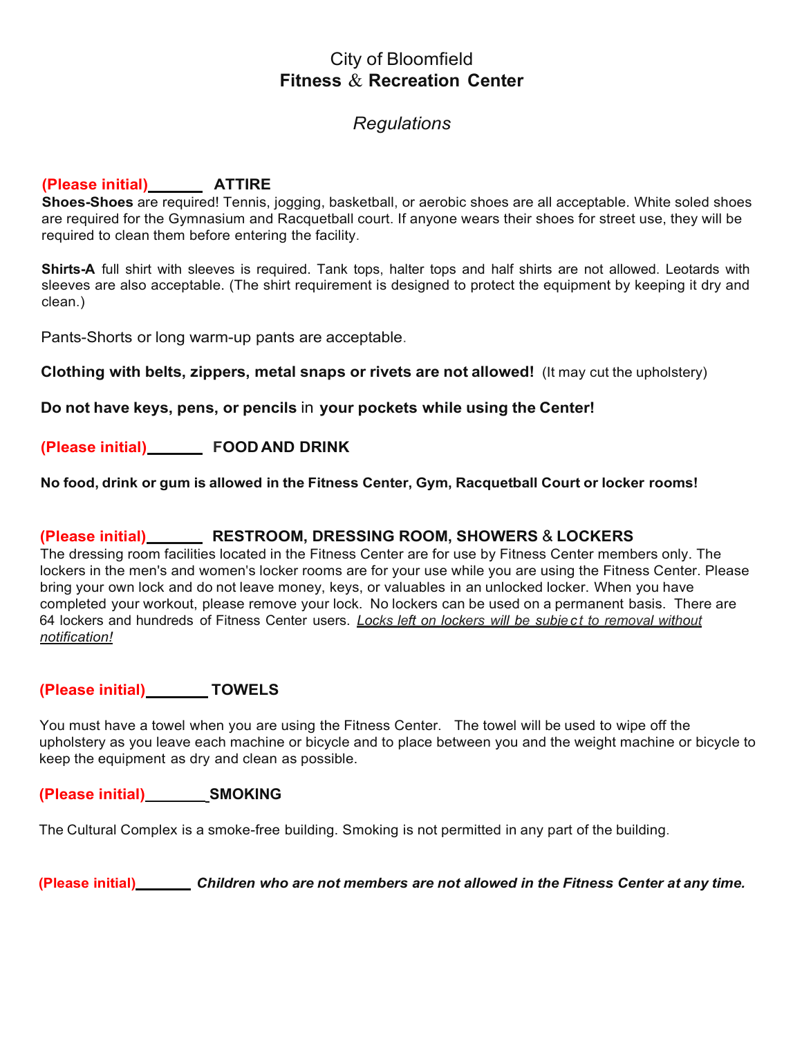# City of Bloomfield
## Fitness & Recreation Center

### *Regulations*

**(Please initial)\_\_\_\_\_\_ ATTIRE**

**Shoes-Shoes** are required! Tennis, jogging, basketball, or aerobic shoes are all acceptable. White soled shoes are required for the Gymnasium and Racquetball court. If anyone wears their shoes for street use, they will be required to clean them before entering the facility.

**Shirts-A** full shirt with sleeves is required. Tank tops, halter tops and half shirts are not allowed. Leotards with sleeves are also acceptable. (The shirt requirement is designed to protect the equipment by keeping it dry and clean.)

Pants-Shorts or long warm-up pants are acceptable.

**Clothing with belts, zippers, metal snaps or rivets are not allowed!** (It may cut the upholstery)

**Do not have keys, pens, or pencils** in **your pockets while using the Center!**

**(Please initial)\_\_\_\_\_\_ FOOD AND DRINK**

**No food, drink or gum is allowed in the Fitness Center, Gym, Racquetball Court or locker rooms!**

**(Please initial)\_\_\_\_\_\_ RESTROOM, DRESSING ROOM, SHOWERS & LOCKERS**

The dressing room facilities located in the Fitness Center are for use by Fitness Center members only. The lockers in the men's and women's locker rooms are for your use while you are using the Fitness Center. Please bring your own lock and do not leave money, keys, or valuables in an unlocked locker. When you have completed your workout, please remove your lock. No lockers can be used on a permanent basis. There are 64 lockers and hundreds of Fitness Center users. <u>*Locks left on lockers will be subject to removal without notification!*</u>

**(Please initial)\_\_\_\_\_\_ TOWELS**

You must have a towel when you are using the Fitness Center. The towel will be used to wipe off the upholstery as you leave each machine or bicycle and to place between you and the weight machine or bicycle to keep the equipment as dry and clean as possible.

**(Please initial)\_\_\_\_\_\_ SMOKING**

The Cultural Complex is a smoke-free building. Smoking is not permitted in any part of the building.

**(Please initial)\_\_\_\_\_\_ *Children who are not members are not allowed in the Fitness Center at any time.***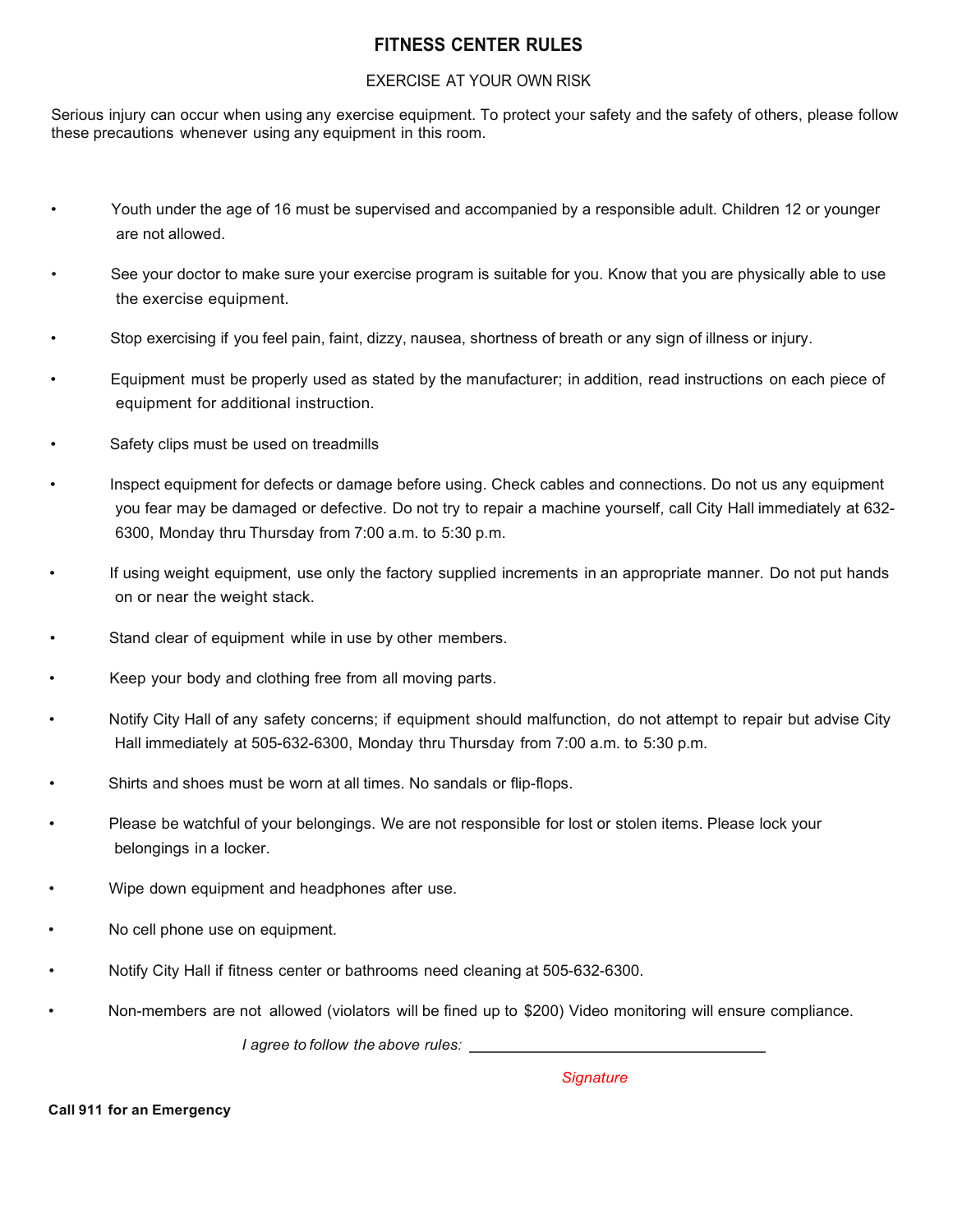# FITNESS CENTER RULES

EXERCISE AT YOUR OWN RISK

Serious injury can occur when using any exercise equipment. To protect your safety and the safety of others, please follow these precautions whenever using any equipment in this room.

- Youth under the age of 16 must be supervised and accompanied by a responsible adult. Children 12 or younger are not allowed.
- See your doctor to make sure your exercise program is suitable for you. Know that you are physically able to use the exercise equipment.
- Stop exercising if you feel pain, faint, dizzy, nausea, shortness of breath or any sign of illness or injury.
- Equipment must be properly used as stated by the manufacturer; in addition, read instructions on each piece of equipment for additional instruction.
- Safety clips must be used on treadmills
- Inspect equipment for defects or damage before using. Check cables and connections. Do not us any equipment you fear may be damaged or defective. Do not try to repair a machine yourself, call City Hall immediately at 632-6300, Monday thru Thursday from 7:00 a.m. to 5:30 p.m.
- If using weight equipment, use only the factory supplied increments in an appropriate manner. Do not put hands on or near the weight stack.
- Stand clear of equipment while in use by other members.
- Keep your body and clothing free from all moving parts.
- Notify City Hall of any safety concerns; if equipment should malfunction, do not attempt to repair but advise City Hall immediately at 505-632-6300, Monday thru Thursday from 7:00 a.m. to 5:30 p.m.
- Shirts and shoes must be worn at all times. No sandals or flip-flops.
- Please be watchful of your belongings. We are not responsible for lost or stolen items. Please lock your belongings in a locker.
- Wipe down equipment and headphones after use.
- No cell phone use on equipment.
- Notify City Hall if fitness center or bathrooms need cleaning at 505-632-6300.
- Non-members are not allowed (violators will be fined up to $200) Video monitoring will ensure compliance.

*I agree to follow the above rules:* ______________________________

Signature

**Call 911 for an Emergency**